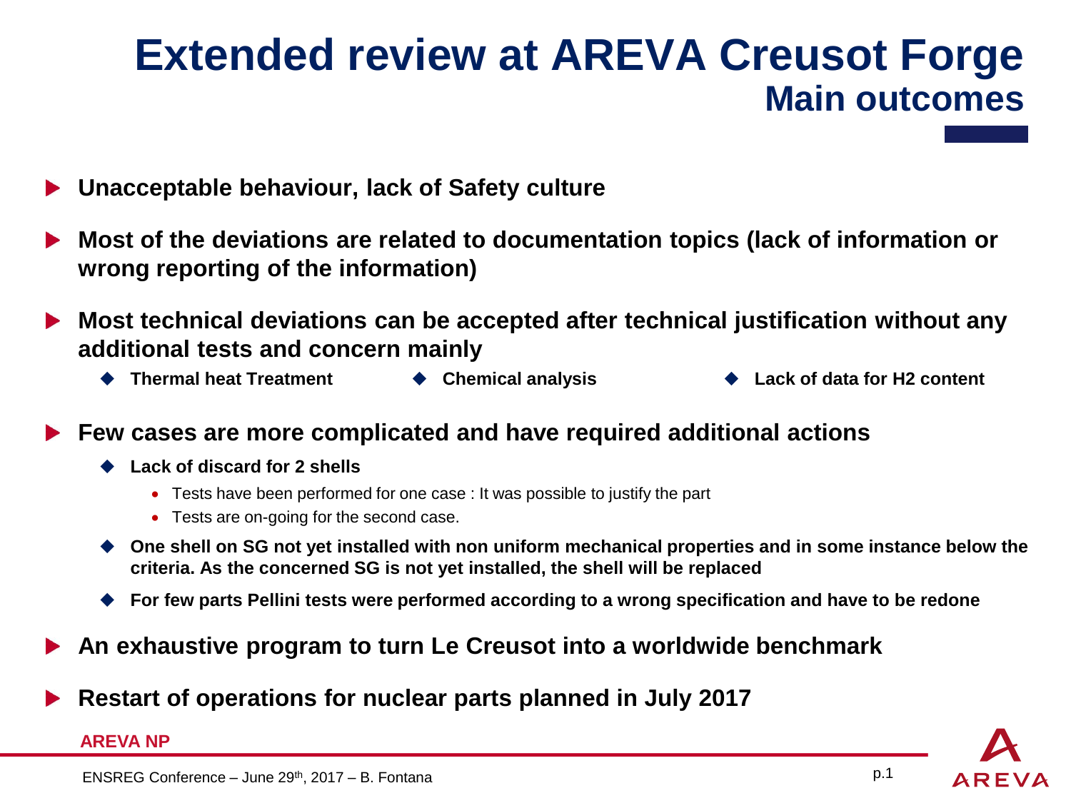# Extended review at AREVA Creusot Forge

## Main outcomes

- **Unacceptable behaviour, lack of Safety culture**
- **Most of the deviations are related to documentation topics (lack of information or wrong reporting of the information)**
- **Most technical deviations can be accepted after technical justification without any additional tests and concern mainly**
  - **Thermal heat Treatment**
  - **Chemical analysis**
  - **Lack of data for H2 content**
- **Few cases are more complicated and have required additional actions**
  - **Lack of discard for 2 shells**
    - Tests have been performed for one case : It was possible to justify the part
    - Tests are on-going for the second case.
  - **One shell on SG not yet installed with non uniform mechanical properties and in some instance below the criteria. As the concerned SG is not yet installed, the shell will be replaced**
  - **For few parts Pellini tests were performed according to a wrong specification and have to be redone**
- **An exhaustive program to turn Le Creusot into a worldwide benchmark**
- **Restart of operations for nuclear parts planned in July 2017**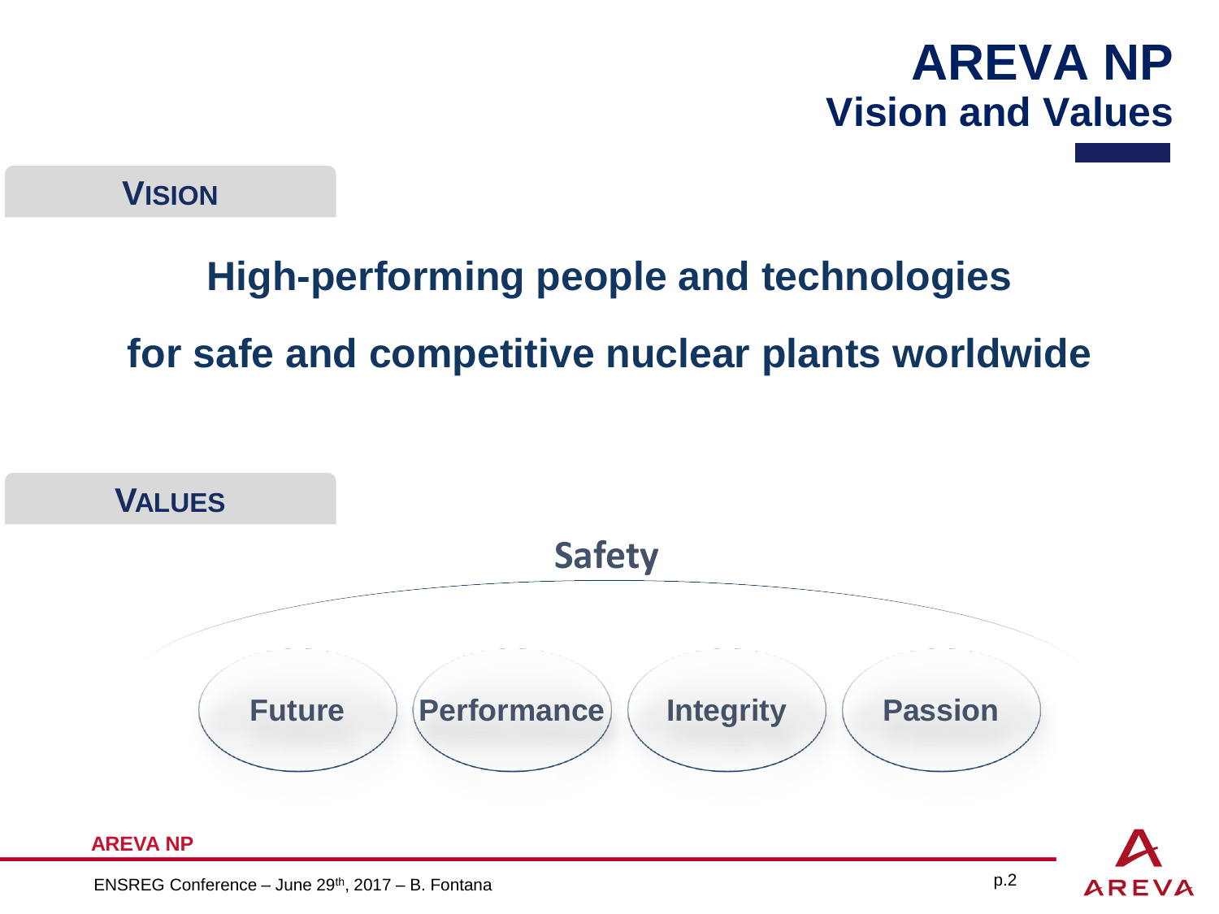# AREVA NP
## Vision and Values

### VISION

**High-performing people and technologies**

**for safe and competitive nuclear plants worldwide**

### VALUES

Safety

Future

Performance

Integrity

Passion